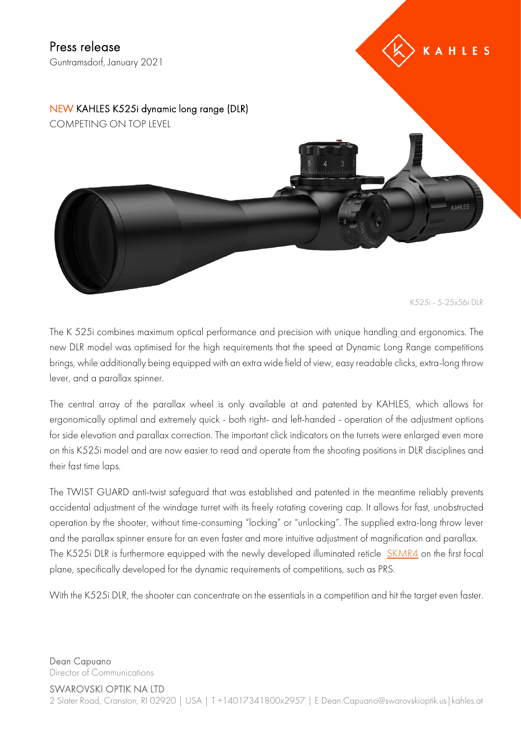# Press release

Guntramsdorf, January 2021

KAHLES

## NEW KAHLES K525i dynamic long range (DLR)

COMPETING ON TOP LEVEL

K525i - 5-25x56i DLR

The K 525i combines maximum optical performance and precision with unique handling and ergonomics. The new DLR model was optimised for the high requirements that the speed at Dynamic Long Range competitions brings, while additionally being equipped with an extra wide field of view, easy readable clicks, extra-long throw lever, and a parallax spinner.

The central array of the parallax wheel is only available at and patented by KAHLES, which allows for ergonomically optimal and extremely quick - both right- and left-handed - operation of the adjustment options for side elevation and parallax correction. The important click indicators on the turrets were enlarged even more on this K525i model and are now easier to read and operate from the shooting positions in DLR disciplines and their fast time laps.

The TWIST GUARD anti-twist safeguard that was established and patented in the meantime reliably prevents accidental adjustment of the windage turret with its freely rotating covering cap. It allows for fast, unobstructed operation by the shooter, without time-consuming "locking" or "unlocking". The supplied extra-long throw lever and the parallax spinner ensure for an even faster and more intuitive adjustment of magnification and parallax. The K525i DLR is furthermore equipped with the newly developed illuminated reticle SKMR4 on the first focal plane, specifically developed for the dynamic requirements of competitions, such as PRS.

With the K525i DLR, the shooter can concentrate on the essentials in a competition and hit the target even faster.

Dean Capuano
Director of Communications

SWAROVSKI OPTIK NA LTD
2 Slater Road, Cranston, RI 02920 | USA | T +14017341800x2957 | E Dean.Capuano@swarovskioptik.us | kahles.at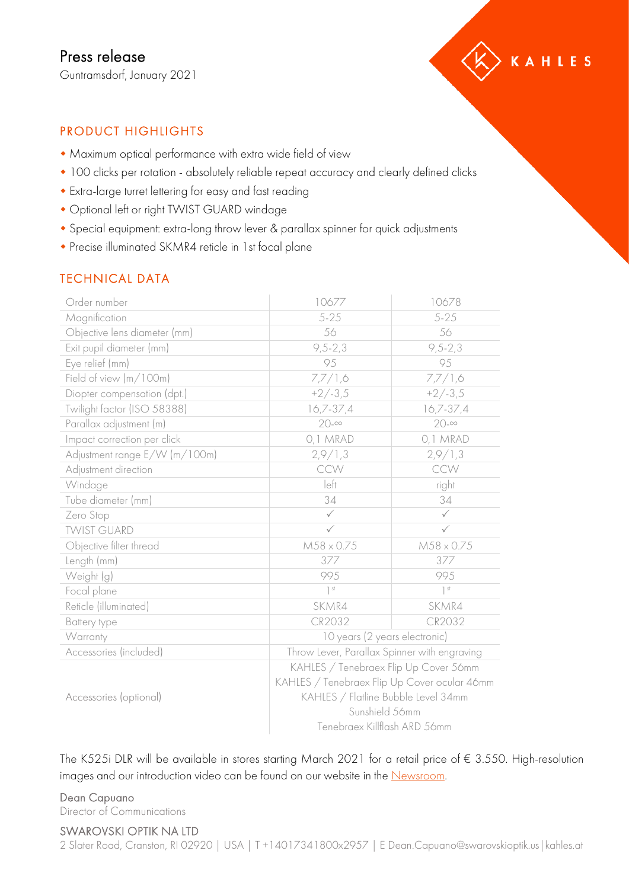Press release

Guntramsdorf, January 2021

KAHLES

## PRODUCT HIGHLIGHTS

- Maximum optical performance with extra wide field of view
- 100 clicks per rotation - absolutely reliable repeat accuracy and clearly defined clicks
- Extra-large turret lettering for easy and fast reading
- Optional left or right TWIST GUARD windage
- Special equipment: extra-long throw lever & parallax spinner for quick adjustments
- Precise illuminated SKMR4 reticle in 1st focal plane

## TECHNICAL DATA

| | | |
|---|---|---|
| Order number | 10677 | 10678 |
| Magnification | 5-25 | 5-25 |
| Objective lens diameter (mm) | 56 | 56 |
| Exit pupil diameter (mm) | 9,5-2,3 | 9,5-2,3 |
| Eye relief (mm) | 95 | 95 |
| Field of view (m/100m) | 7,7/1,6 | 7,7/1,6 |
| Diopter compensation (dpt.) | +2/-3,5 | +2/-3,5 |
| Twilight factor (ISO 58388) | 16,7-37,4 | 16,7-37,4 |
| Parallax adjustment (m) | 20-∞ | 20-∞ |
| Impact correction per click | 0,1 MRAD | 0,1 MRAD |
| Adjustment range E/W (m/100m) | 2,9/1,3 | 2,9/1,3 |
| Adjustment direction | CCW | CCW |
| Windage | left | right |
| Tube diameter (mm) | 34 | 34 |
| Zero Stop | ✓ | ✓ |
| TWIST GUARD | ✓ | ✓ |
| Objective filter thread | M58 x 0.75 | M58 x 0.75 |
| Length (mm) | 377 | 377 |
| Weight (g) | 995 | 995 |
| Focal plane | 1st | 1st |
| Reticle (illuminated) | SKMR4 | SKMR4 |
| Battery type | CR2032 | CR2032 |
| Warranty | 10 years (2 years electronic) | |
| Accessories (included) | Throw Lever, Parallax Spinner with engraving | |
| Accessories (optional) | KAHLES / Tenebraex Flip Up Cover 56mm<br>KAHLES / Tenebraex Flip Up Cover ocular 46mm<br>KAHLES / Flatline Bubble Level 34mm<br>Sunshield 56mm<br>Tenebraex Killflash ARD 56mm | |

The K525i DLR will be available in stores starting March 2021 for a retail price of € 3.550. High-resolution images and our introduction video can be found on our website in the Newsroom.

Dean Capuano

Director of Communications

SWAROVSKI OPTIK NA LTD

2 Slater Road, Cranston, RI 02920 | USA | T +14017341800x2957 | E Dean.Capuano@swarovskioptik.us | kahles.at